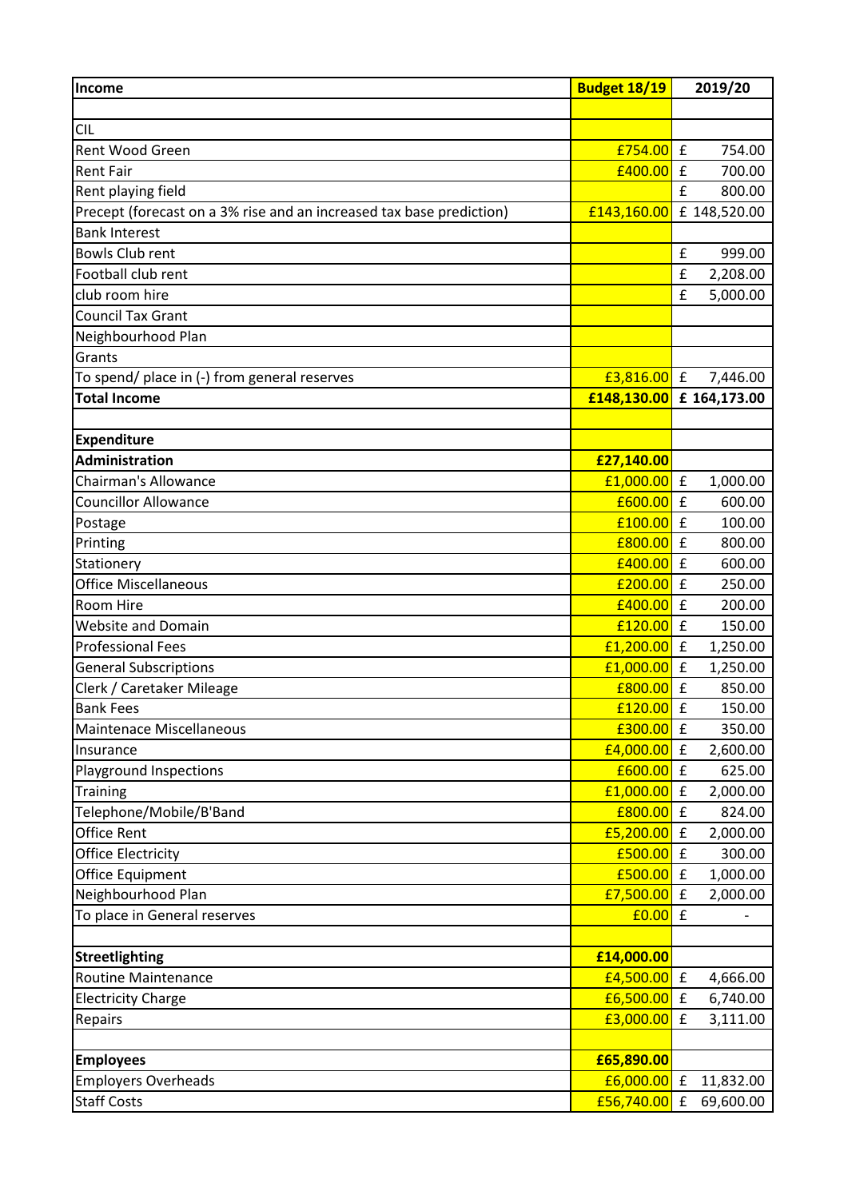| Income | Budget 18/19 | 2019/20 |
|---|---|---|
| | | |
| CIL | | |
| Rent Wood Green | £754.00 | £ 754.00 |
| Rent Fair | £400.00 | £ 700.00 |
| Rent playing field | | £ 800.00 |
| Precept (forecast on a 3% rise and an increased tax base prediction) | £143,160.00 | £ 148,520.00 |
| Bank Interest | | |
| Bowls Club rent | | £ 999.00 |
| Football club rent | | £ 2,208.00 |
| club room hire | | £ 5,000.00 |
| Council Tax Grant | | |
| Neighbourhood Plan | | |
| Grants | | |
| To spend/ place in (-) from general reserves | £3,816.00 | £ 7,446.00 |
| **Total Income** | **£148,130.00** | **£ 164,173.00** |
| | | |
| **Expenditure** | | |
| **Administration** | **£27,140.00** | |
| Chairman's Allowance | £1,000.00 | £ 1,000.00 |
| Councillor Allowance | £600.00 | £ 600.00 |
| Postage | £100.00 | £ 100.00 |
| Printing | £800.00 | £ 800.00 |
| Stationery | £400.00 | £ 600.00 |
| Office Miscellaneous | £200.00 | £ 250.00 |
| Room Hire | £400.00 | £ 200.00 |
| Website and Domain | £120.00 | £ 150.00 |
| Professional Fees | £1,200.00 | £ 1,250.00 |
| General Subscriptions | £1,000.00 | £ 1,250.00 |
| Clerk / Caretaker Mileage | £800.00 | £ 850.00 |
| Bank Fees | £120.00 | £ 150.00 |
| Maintenace Miscellaneous | £300.00 | £ 350.00 |
| Insurance | £4,000.00 | £ 2,600.00 |
| Playground Inspections | £600.00 | £ 625.00 |
| Training | £1,000.00 | £ 2,000.00 |
| Telephone/Mobile/B'Band | £800.00 | £ 824.00 |
| Office Rent | £5,200.00 | £ 2,000.00 |
| Office Electricity | £500.00 | £ 300.00 |
| Office Equipment | £500.00 | £ 1,000.00 |
| Neighbourhood Plan | £7,500.00 | £ 2,000.00 |
| To place in General reserves | £0.00 | £ - |
| | | |
| **Streetlighting** | **£14,000.00** | |
| Routine Maintenance | £4,500.00 | £ 4,666.00 |
| Electricity Charge | £6,500.00 | £ 6,740.00 |
| Repairs | £3,000.00 | £ 3,111.00 |
| | | |
| **Employees** | **£65,890.00** | |
| Employers Overheads | £6,000.00 | £ 11,832.00 |
| Staff Costs | £56,740.00 | £ 69,600.00 |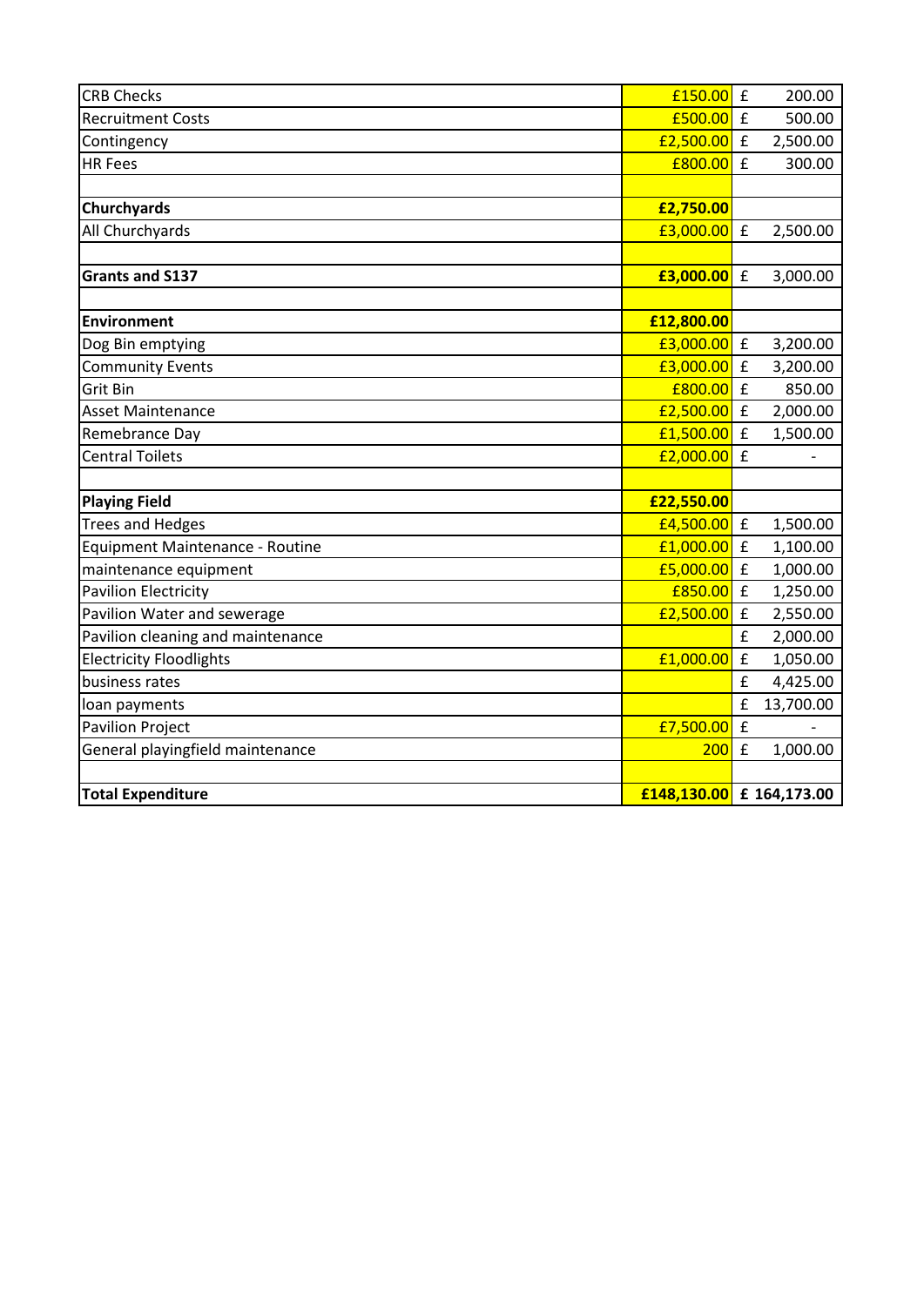| | | |
|---|---|---|
| CRB Checks | £150.00 | £ 200.00 |
| Recruitment Costs | £500.00 | £ 500.00 |
| Contingency | £2,500.00 | £ 2,500.00 |
| HR Fees | £800.00 | £ 300.00 |
| | | |
| **Churchyards** | **£2,750.00** | |
| All Churchyards | £3,000.00 | £ 2,500.00 |
| | | |
| **Grants and S137** | **£3,000.00** | £ 3,000.00 |
| | | |
| **Environment** | **£12,800.00** | |
| Dog Bin emptying | £3,000.00 | £ 3,200.00 |
| Community Events | £3,000.00 | £ 3,200.00 |
| Grit Bin | £800.00 | £ 850.00 |
| Asset Maintenance | £2,500.00 | £ 2,000.00 |
| Remebrance Day | £1,500.00 | £ 1,500.00 |
| Central Toilets | £2,000.00 | £ - |
| | | |
| **Playing Field** | **£22,550.00** | |
| Trees and Hedges | £4,500.00 | £ 1,500.00 |
| Equipment Maintenance - Routine | £1,000.00 | £ 1,100.00 |
| maintenance equipment | £5,000.00 | £ 1,000.00 |
| Pavilion Electricity | £850.00 | £ 1,250.00 |
| Pavilion Water and sewerage | £2,500.00 | £ 2,550.00 |
| Pavilion cleaning and maintenance | | £ 2,000.00 |
| Electricity Floodlights | £1,000.00 | £ 1,050.00 |
| business rates | | £ 4,425.00 |
| loan payments | | £ 13,700.00 |
| Pavilion Project | £7,500.00 | £ - |
| General playingfield maintenance | 200 | £ 1,000.00 |
| | | |
| **Total Expenditure** | **£148,130.00** | **£ 164,173.00** |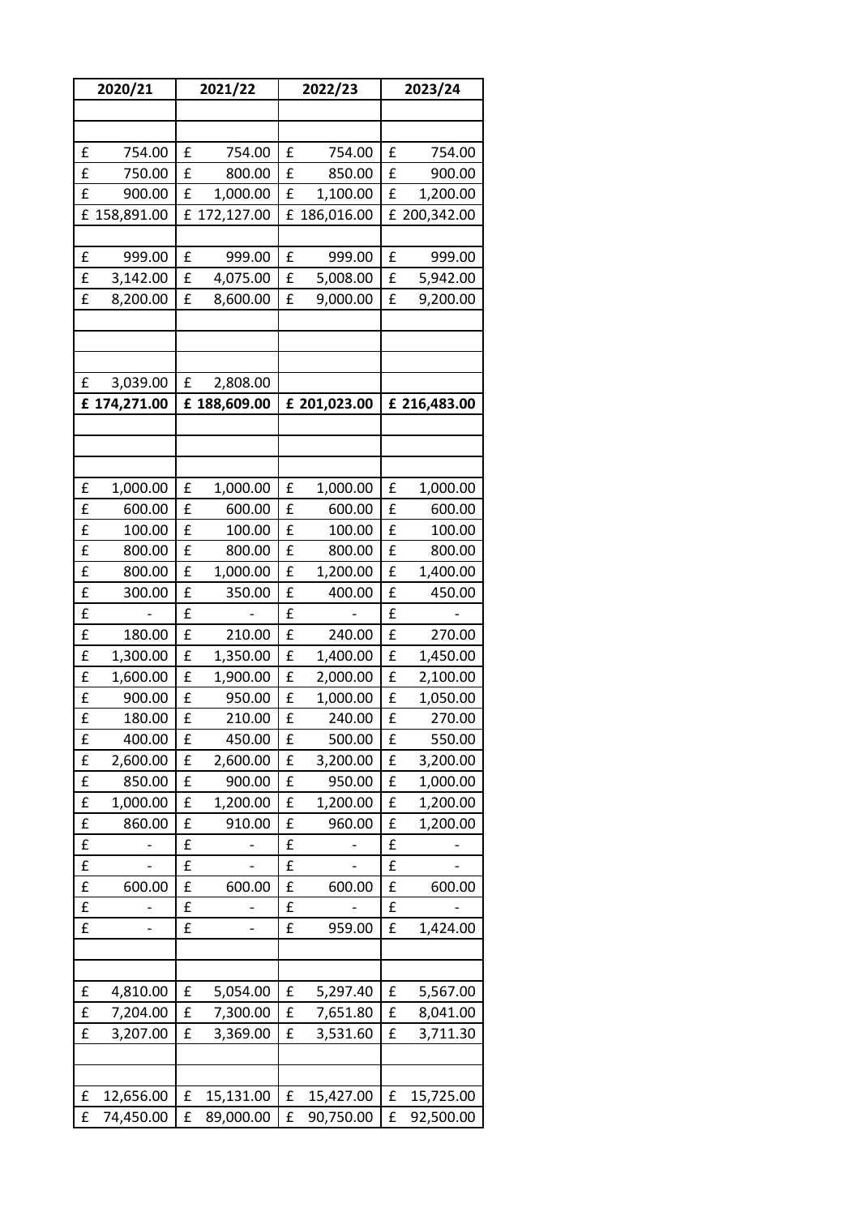| 2020/21 | 2021/22 | 2022/23 | 2023/24 |
|---|---|---|---|
| | | | |
| | | | |
| £ 754.00 | £ 754.00 | £ 754.00 | £ 754.00 |
| £ 750.00 | £ 800.00 | £ 850.00 | £ 900.00 |
| £ 900.00 | £ 1,000.00 | £ 1,100.00 | £ 1,200.00 |
| £ 158,891.00 | £ 172,127.00 | £ 186,016.00 | £ 200,342.00 |
| | | | |
| £ 999.00 | £ 999.00 | £ 999.00 | £ 999.00 |
| £ 3,142.00 | £ 4,075.00 | £ 5,008.00 | £ 5,942.00 |
| £ 8,200.00 | £ 8,600.00 | £ 9,000.00 | £ 9,200.00 |
| | | | |
| | | | |
| | | | |
| £ 3,039.00 | £ 2,808.00 | | |
| **£ 174,271.00** | **£ 188,609.00** | **£ 201,023.00** | **£ 216,483.00** |
| | | | |
| | | | |
| | | | |
| £ 1,000.00 | £ 1,000.00 | £ 1,000.00 | £ 1,000.00 |
| £ 600.00 | £ 600.00 | £ 600.00 | £ 600.00 |
| £ 100.00 | £ 100.00 | £ 100.00 | £ 100.00 |
| £ 800.00 | £ 800.00 | £ 800.00 | £ 800.00 |
| £ 800.00 | £ 1,000.00 | £ 1,200.00 | £ 1,400.00 |
| £ 300.00 | £ 350.00 | £ 400.00 | £ 450.00 |
| £ - | £ - | £ - | £ - |
| £ 180.00 | £ 210.00 | £ 240.00 | £ 270.00 |
| £ 1,300.00 | £ 1,350.00 | £ 1,400.00 | £ 1,450.00 |
| £ 1,600.00 | £ 1,900.00 | £ 2,000.00 | £ 2,100.00 |
| £ 900.00 | £ 950.00 | £ 1,000.00 | £ 1,050.00 |
| £ 180.00 | £ 210.00 | £ 240.00 | £ 270.00 |
| £ 400.00 | £ 450.00 | £ 500.00 | £ 550.00 |
| £ 2,600.00 | £ 2,600.00 | £ 3,200.00 | £ 3,200.00 |
| £ 850.00 | £ 900.00 | £ 950.00 | £ 1,000.00 |
| £ 1,000.00 | £ 1,200.00 | £ 1,200.00 | £ 1,200.00 |
| £ 860.00 | £ 910.00 | £ 960.00 | £ 1,200.00 |
| £ - | £ - | £ - | £ - |
| £ - | £ - | £ - | £ - |
| £ 600.00 | £ 600.00 | £ 600.00 | £ 600.00 |
| £ - | £ - | £ - | £ - |
| £ - | £ - | £ 959.00 | £ 1,424.00 |
| | | | |
| | | | |
| £ 4,810.00 | £ 5,054.00 | £ 5,297.40 | £ 5,567.00 |
| £ 7,204.00 | £ 7,300.00 | £ 7,651.80 | £ 8,041.00 |
| £ 3,207.00 | £ 3,369.00 | £ 3,531.60 | £ 3,711.30 |
| | | | |
| | | | |
| £ 12,656.00 | £ 15,131.00 | £ 15,427.00 | £ 15,725.00 |
| £ 74,450.00 | £ 89,000.00 | £ 90,750.00 | £ 92,500.00 |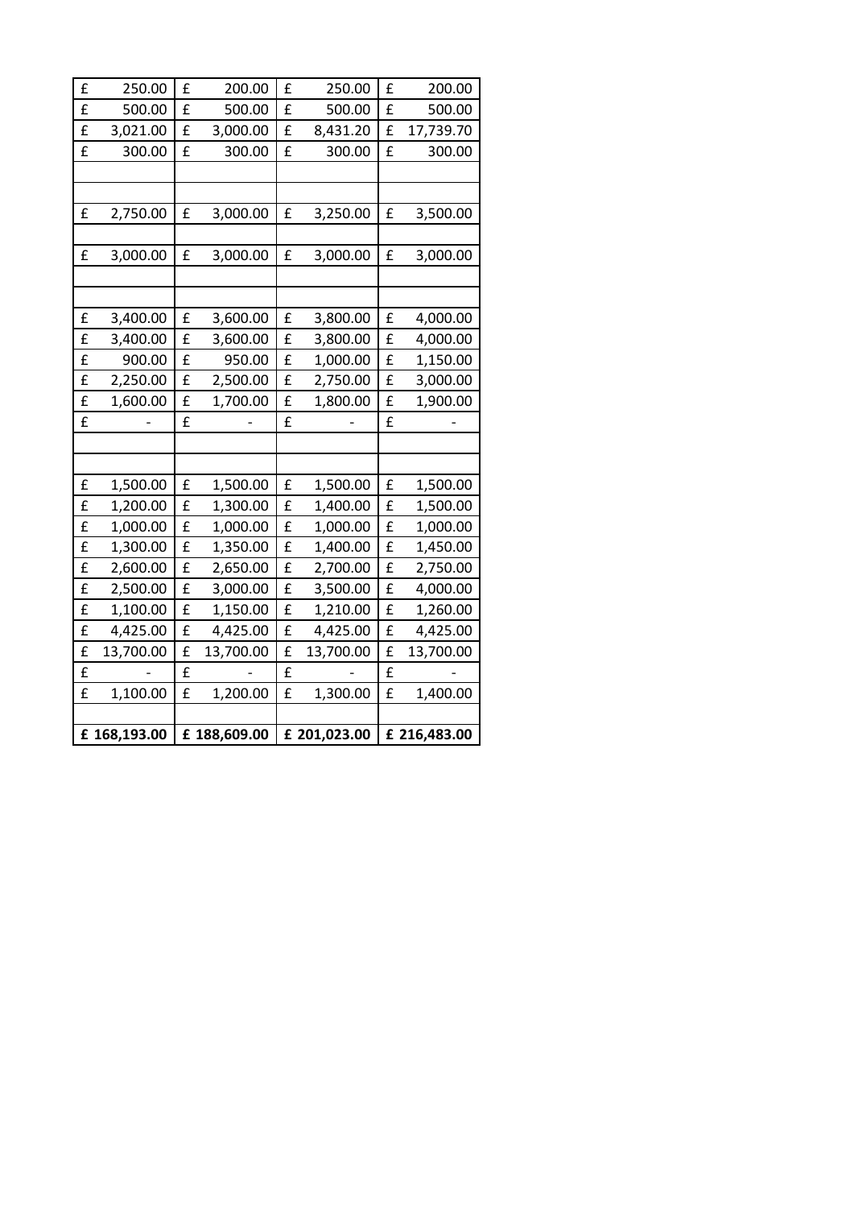| | | | |
|---|---|---|---|
| £ 250.00 | £ 200.00 | £ 250.00 | £ 200.00 |
| £ 500.00 | £ 500.00 | £ 500.00 | £ 500.00 |
| £ 3,021.00 | £ 3,000.00 | £ 8,431.20 | £ 17,739.70 |
| £ 300.00 | £ 300.00 | £ 300.00 | £ 300.00 |
| | | | |
| | | | |
| £ 2,750.00 | £ 3,000.00 | £ 3,250.00 | £ 3,500.00 |
| | | | |
| £ 3,000.00 | £ 3,000.00 | £ 3,000.00 | £ 3,000.00 |
| | | | |
| | | | |
| £ 3,400.00 | £ 3,600.00 | £ 3,800.00 | £ 4,000.00 |
| £ 3,400.00 | £ 3,600.00 | £ 3,800.00 | £ 4,000.00 |
| £ 900.00 | £ 950.00 | £ 1,000.00 | £ 1,150.00 |
| £ 2,250.00 | £ 2,500.00 | £ 2,750.00 | £ 3,000.00 |
| £ 1,600.00 | £ 1,700.00 | £ 1,800.00 | £ 1,900.00 |
| £ - | £ - | £ - | £ - |
| | | | |
| | | | |
| £ 1,500.00 | £ 1,500.00 | £ 1,500.00 | £ 1,500.00 |
| £ 1,200.00 | £ 1,300.00 | £ 1,400.00 | £ 1,500.00 |
| £ 1,000.00 | £ 1,000.00 | £ 1,000.00 | £ 1,000.00 |
| £ 1,300.00 | £ 1,350.00 | £ 1,400.00 | £ 1,450.00 |
| £ 2,600.00 | £ 2,650.00 | £ 2,700.00 | £ 2,750.00 |
| £ 2,500.00 | £ 3,000.00 | £ 3,500.00 | £ 4,000.00 |
| £ 1,100.00 | £ 1,150.00 | £ 1,210.00 | £ 1,260.00 |
| £ 4,425.00 | £ 4,425.00 | £ 4,425.00 | £ 4,425.00 |
| £ 13,700.00 | £ 13,700.00 | £ 13,700.00 | £ 13,700.00 |
| £ - | £ - | £ - | £ - |
| £ 1,100.00 | £ 1,200.00 | £ 1,300.00 | £ 1,400.00 |
| | | | |
| **£ 168,193.00** | **£ 188,609.00** | **£ 201,023.00** | **£ 216,483.00** |